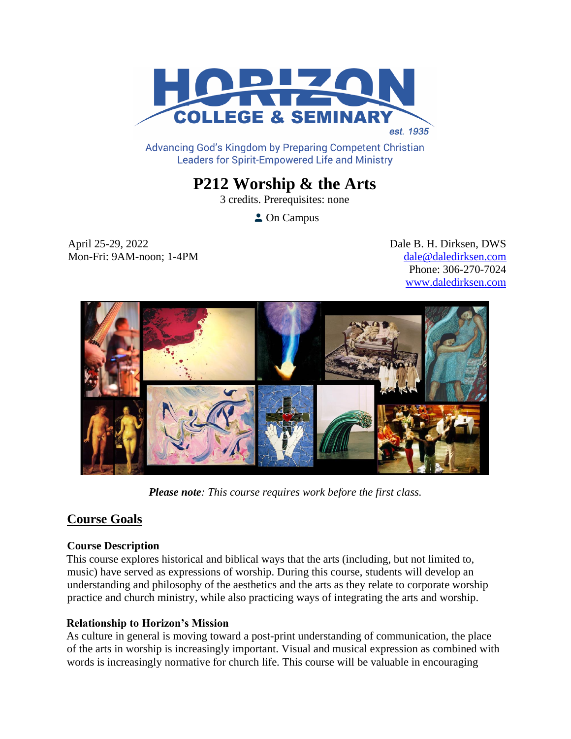HORIZON COLLEGE & SEMINARY est. 1935

Advancing God's Kingdom by Preparing Competent Christian Leaders for Spirit-Empowered Life and Ministry

# P212 Worship & the Arts

3 credits. Prerequisites: none

On Campus

April 25-29, 2022
Mon-Fri: 9AM-noon; 1-4PM

Dale B. H. Dirksen, DWS
dale@daledirksen.com
Phone: 306-270-7024
www.daledirksen.com

***Please note**: This course requires work before the first class.*

## Course Goals

### Course Description

This course explores historical and biblical ways that the arts (including, but not limited to, music) have served as expressions of worship. During this course, students will develop an understanding and philosophy of the aesthetics and the arts as they relate to corporate worship practice and church ministry, while also practicing ways of integrating the arts and worship.

### Relationship to Horizon's Mission

As culture in general is moving toward a post-print understanding of communication, the place of the arts in worship is increasingly important. Visual and musical expression as combined with words is increasingly normative for church life. This course will be valuable in encouraging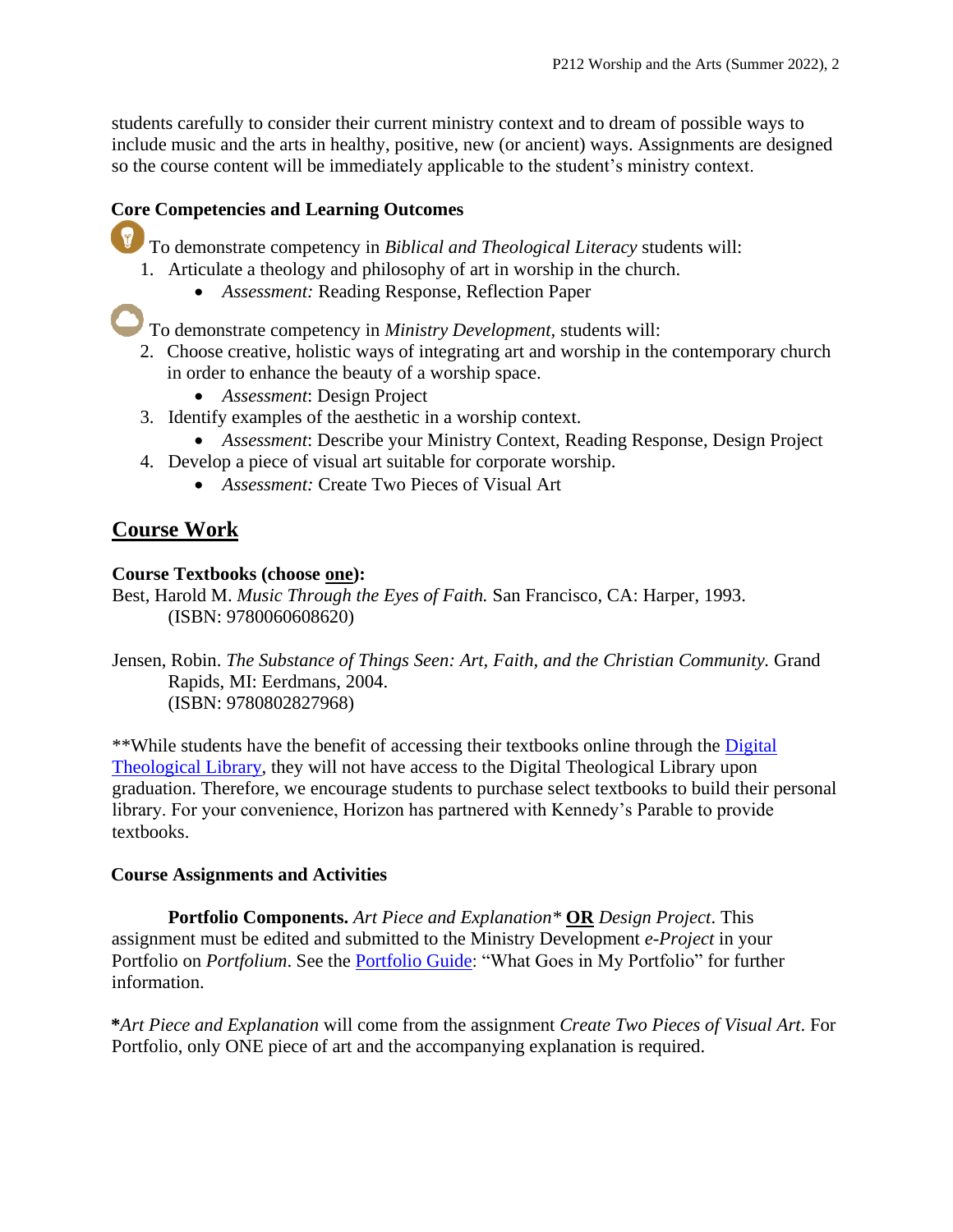students carefully to consider their current ministry context and to dream of possible ways to include music and the arts in healthy, positive, new (or ancient) ways. Assignments are designed so the course content will be immediately applicable to the student's ministry context.

**Core Competencies and Learning Outcomes**

To demonstrate competency in *Biblical and Theological Literacy* students will:

1. Articulate a theology and philosophy of art in worship in the church.
   - *Assessment:* Reading Response, Reflection Paper

To demonstrate competency in *Ministry Development*, students will:

2. Choose creative, holistic ways of integrating art and worship in the contemporary church in order to enhance the beauty of a worship space.
   - *Assessment*: Design Project
3. Identify examples of the aesthetic in a worship context.
   - *Assessment*: Describe your Ministry Context, Reading Response, Design Project
4. Develop a piece of visual art suitable for corporate worship.
   - *Assessment:* Create Two Pieces of Visual Art

## Course Work

**Course Textbooks (choose one):**

Best, Harold M. *Music Through the Eyes of Faith.* San Francisco, CA: Harper, 1993. (ISBN: 9780060608620)

Jensen, Robin. *The Substance of Things Seen: Art, Faith, and the Christian Community.* Grand Rapids, MI: Eerdmans, 2004. (ISBN: 9780802827968)

**While students have the benefit of accessing their textbooks online through the Digital Theological Library, they will not have access to the Digital Theological Library upon graduation. Therefore, we encourage students to purchase select textbooks to build their personal library. For your convenience, Horizon has partnered with Kennedy's Parable to provide textbooks.

**Course Assignments and Activities**

**Portfolio Components.** *Art Piece and Explanation** **OR** *Design Project*. This assignment must be edited and submitted to the Ministry Development *e-Project* in your Portfolio on *Portfolium*. See the Portfolio Guide: "What Goes in My Portfolio" for further information.

***Art Piece and Explanation* will come from the assignment *Create Two Pieces of Visual Art*. For Portfolio, only ONE piece of art and the accompanying explanation is required.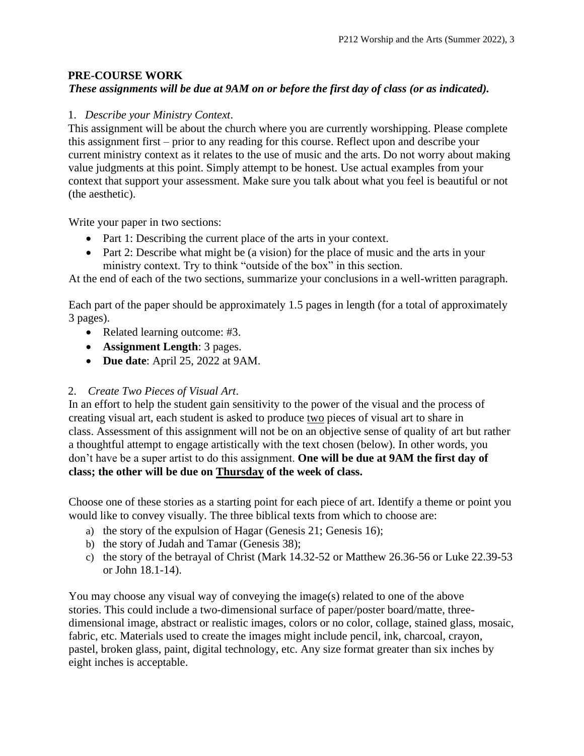## PRE-COURSE WORK

***These assignments will be due at 9AM on or before the first day of class (or as indicated).***

1. *Describe your Ministry Context*.

This assignment will be about the church where you are currently worshipping. Please complete this assignment first – prior to any reading for this course. Reflect upon and describe your current ministry context as it relates to the use of music and the arts. Do not worry about making value judgments at this point. Simply attempt to be honest. Use actual examples from your context that support your assessment. Make sure you talk about what you feel is beautiful or not (the aesthetic).

Write your paper in two sections:

- Part 1: Describing the current place of the arts in your context.
- Part 2: Describe what might be (a vision) for the place of music and the arts in your ministry context. Try to think "outside of the box" in this section.

At the end of each of the two sections, summarize your conclusions in a well-written paragraph.

Each part of the paper should be approximately 1.5 pages in length (for a total of approximately 3 pages).

- Related learning outcome: #3.
- **Assignment Length**: 3 pages.
- **Due date**: April 25, 2022 at 9AM.

2. *Create Two Pieces of Visual Art*.

In an effort to help the student gain sensitivity to the power of the visual and the process of creating visual art, each student is asked to produce <u>two</u> pieces of visual art to share in class. Assessment of this assignment will not be on an objective sense of quality of art but rather a thoughtful attempt to engage artistically with the text chosen (below). In other words, you don't have be a super artist to do this assignment. **One will be due at 9AM the first day of class; the other will be due on <u>Thursday</u> of the week of class.**

Choose one of these stories as a starting point for each piece of art. Identify a theme or point you would like to convey visually. The three biblical texts from which to choose are:

a) the story of the expulsion of Hagar (Genesis 21; Genesis 16);
b) the story of Judah and Tamar (Genesis 38);
c) the story of the betrayal of Christ (Mark 14.32-52 or Matthew 26.36-56 or Luke 22.39-53 or John 18.1-14).

You may choose any visual way of conveying the image(s) related to one of the above stories. This could include a two-dimensional surface of paper/poster board/matte, three-dimensional image, abstract or realistic images, colors or no color, collage, stained glass, mosaic, fabric, etc. Materials used to create the images might include pencil, ink, charcoal, crayon, pastel, broken glass, paint, digital technology, etc. Any size format greater than six inches by eight inches is acceptable.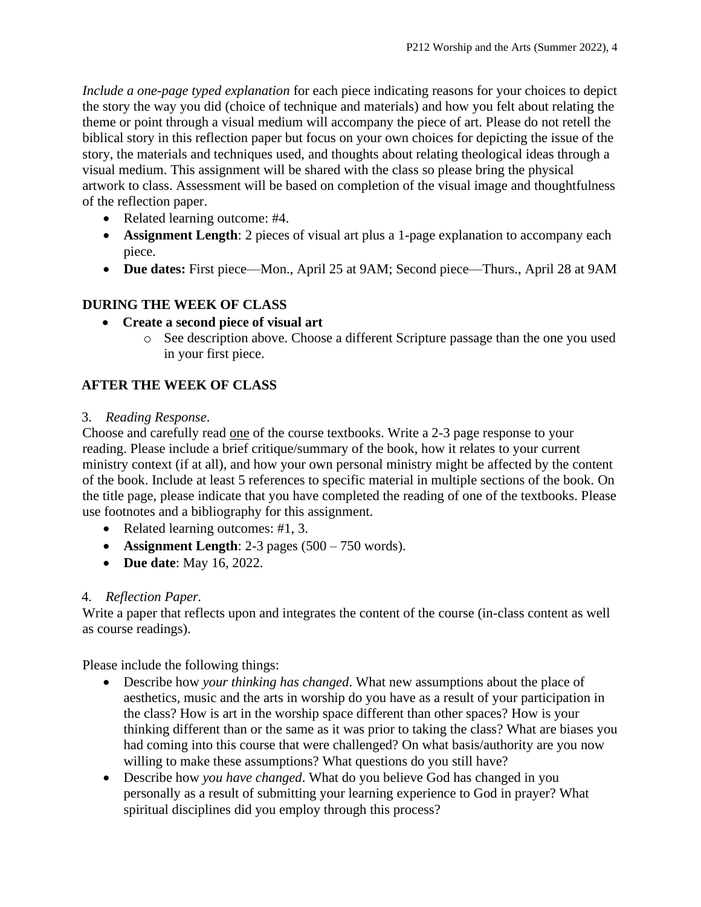*Include a one-page typed explanation* for each piece indicating reasons for your choices to depict the story the way you did (choice of technique and materials) and how you felt about relating the theme or point through a visual medium will accompany the piece of art. Please do not retell the biblical story in this reflection paper but focus on your own choices for depicting the issue of the story, the materials and techniques used, and thoughts about relating theological ideas through a visual medium. This assignment will be shared with the class so please bring the physical artwork to class. Assessment will be based on completion of the visual image and thoughtfulness of the reflection paper.

- Related learning outcome: #4.
- **Assignment Length**: 2 pieces of visual art plus a 1-page explanation to accompany each piece.
- **Due dates:** First piece—Mon., April 25 at 9AM; Second piece—Thurs., April 28 at 9AM

## DURING THE WEEK OF CLASS

- **Create a second piece of visual art**
  - See description above. Choose a different Scripture passage than the one you used in your first piece.

## AFTER THE WEEK OF CLASS

3. *Reading Response*.

Choose and carefully read one of the course textbooks. Write a 2-3 page response to your reading. Please include a brief critique/summary of the book, how it relates to your current ministry context (if at all), and how your own personal ministry might be affected by the content of the book. Include at least 5 references to specific material in multiple sections of the book. On the title page, please indicate that you have completed the reading of one of the textbooks. Please use footnotes and a bibliography for this assignment.

- Related learning outcomes: #1, 3.
- **Assignment Length**: 2-3 pages (500 – 750 words).
- **Due date**: May 16, 2022.

4. *Reflection Paper.*

Write a paper that reflects upon and integrates the content of the course (in-class content as well as course readings).

Please include the following things:

- Describe how *your thinking has changed*. What new assumptions about the place of aesthetics, music and the arts in worship do you have as a result of your participation in the class? How is art in the worship space different than other spaces? How is your thinking different than or the same as it was prior to taking the class? What are biases you had coming into this course that were challenged? On what basis/authority are you now willing to make these assumptions? What questions do you still have?
- Describe how *you have changed*. What do you believe God has changed in you personally as a result of submitting your learning experience to God in prayer? What spiritual disciplines did you employ through this process?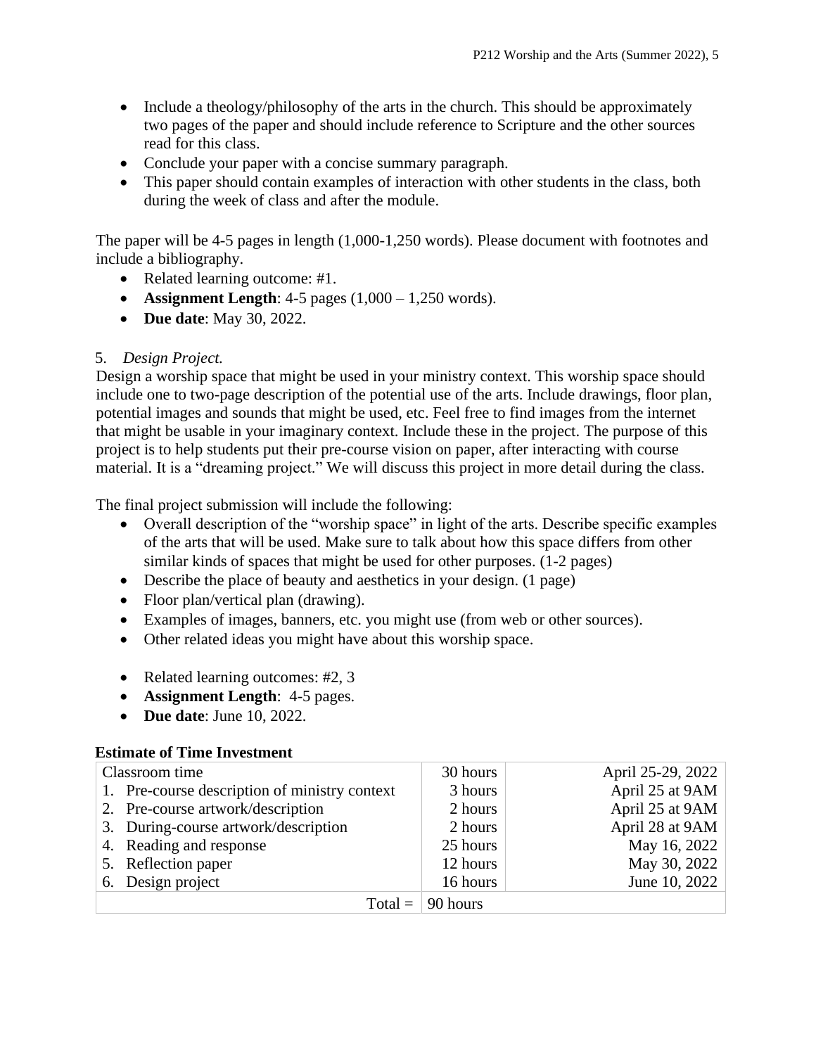- Include a theology/philosophy of the arts in the church. This should be approximately two pages of the paper and should include reference to Scripture and the other sources read for this class.
- Conclude your paper with a concise summary paragraph.
- This paper should contain examples of interaction with other students in the class, both during the week of class and after the module.

The paper will be 4-5 pages in length (1,000-1,250 words). Please document with footnotes and include a bibliography.

- Related learning outcome: #1.
- **Assignment Length**: 4-5 pages (1,000 – 1,250 words).
- **Due date**: May 30, 2022.

5. *Design Project.*

Design a worship space that might be used in your ministry context. This worship space should include one to two-page description of the potential use of the arts. Include drawings, floor plan, potential images and sounds that might be used, etc. Feel free to find images from the internet that might be usable in your imaginary context. Include these in the project. The purpose of this project is to help students put their pre-course vision on paper, after interacting with course material. It is a "dreaming project." We will discuss this project in more detail during the class.

The final project submission will include the following:

- Overall description of the "worship space" in light of the arts. Describe specific examples of the arts that will be used. Make sure to talk about how this space differs from other similar kinds of spaces that might be used for other purposes. (1-2 pages)
- Describe the place of beauty and aesthetics in your design. (1 page)
- Floor plan/vertical plan (drawing).
- Examples of images, banners, etc. you might use (from web or other sources).
- Other related ideas you might have about this worship space.

- Related learning outcomes: #2, 3
- **Assignment Length**: 4-5 pages.
- **Due date**: June 10, 2022.

**Estimate of Time Investment**

| | | |
|---|---|---|
| Classroom time | 30 hours | April 25-29, 2022 |
| 1. Pre-course description of ministry context | 3 hours | April 25 at 9AM |
| 2. Pre-course artwork/description | 2 hours | April 25 at 9AM |
| 3. During-course artwork/description | 2 hours | April 28 at 9AM |
| 4. Reading and response | 25 hours | May 16, 2022 |
| 5. Reflection paper | 12 hours | May 30, 2022 |
| 6. Design project | 16 hours | June 10, 2022 |
| Total = | 90 hours | |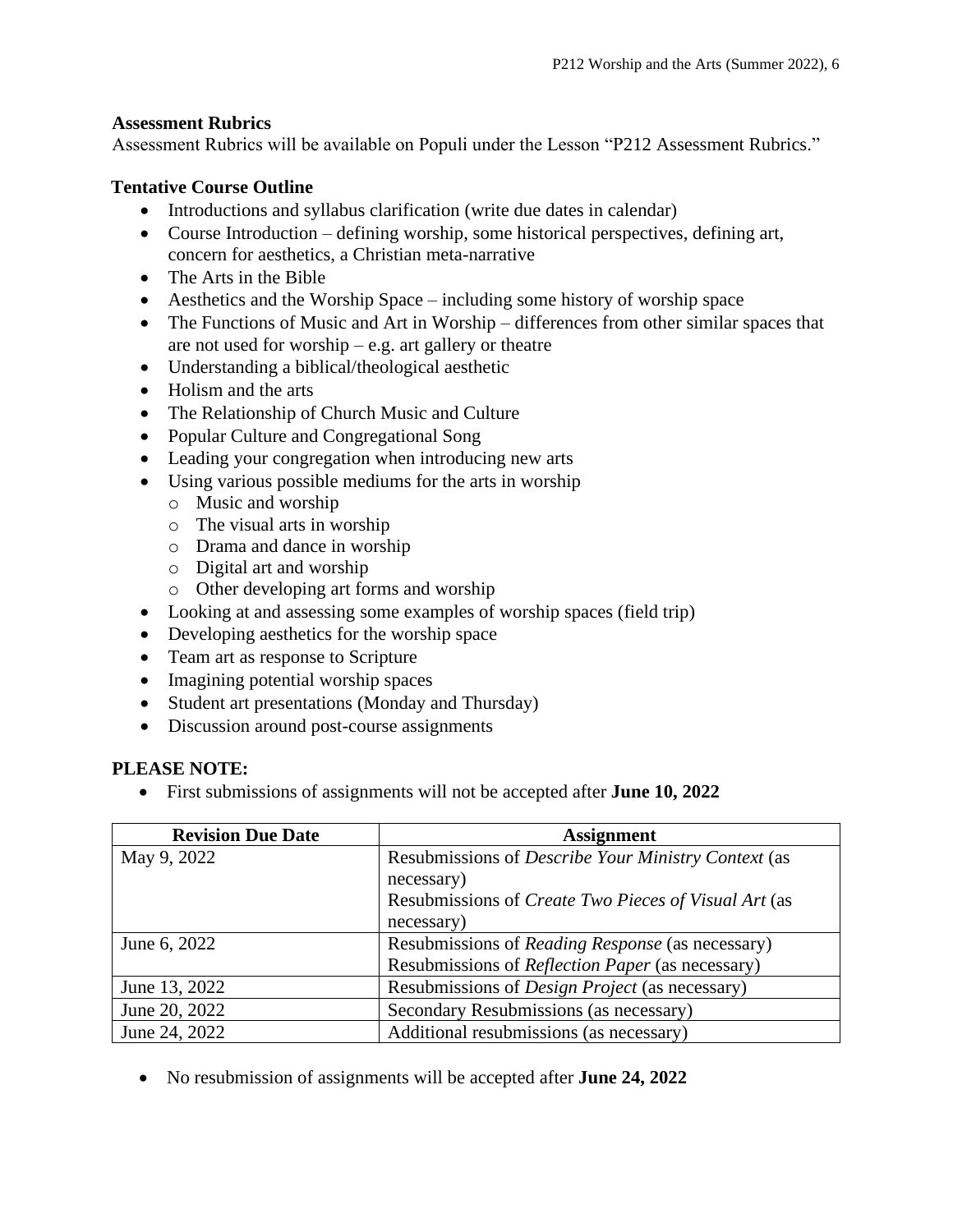**Assessment Rubrics**
Assessment Rubrics will be available on Populi under the Lesson "P212 Assessment Rubrics."

**Tentative Course Outline**

- Introductions and syllabus clarification (write due dates in calendar)
- Course Introduction – defining worship, some historical perspectives, defining art, concern for aesthetics, a Christian meta-narrative
- The Arts in the Bible
- Aesthetics and the Worship Space – including some history of worship space
- The Functions of Music and Art in Worship – differences from other similar spaces that are not used for worship – e.g. art gallery or theatre
- Understanding a biblical/theological aesthetic
- Holism and the arts
- The Relationship of Church Music and Culture
- Popular Culture and Congregational Song
- Leading your congregation when introducing new arts
- Using various possible mediums for the arts in worship
  - Music and worship
  - The visual arts in worship
  - Drama and dance in worship
  - Digital art and worship
  - Other developing art forms and worship
- Looking at and assessing some examples of worship spaces (field trip)
- Developing aesthetics for the worship space
- Team art as response to Scripture
- Imagining potential worship spaces
- Student art presentations (Monday and Thursday)
- Discussion around post-course assignments

**PLEASE NOTE:**

- First submissions of assignments will not be accepted after **June 10, 2022**

| Revision Due Date | Assignment |
|---|---|
| May 9, 2022 | Resubmissions of *Describe Your Ministry Context* (as necessary)<br>Resubmissions of *Create Two Pieces of Visual Art* (as necessary) |
| June 6, 2022 | Resubmissions of *Reading Response* (as necessary)<br>Resubmissions of *Reflection Paper* (as necessary) |
| June 13, 2022 | Resubmissions of *Design Project* (as necessary) |
| June 20, 2022 | Secondary Resubmissions (as necessary) |
| June 24, 2022 | Additional resubmissions (as necessary) |

- No resubmission of assignments will be accepted after **June 24, 2022**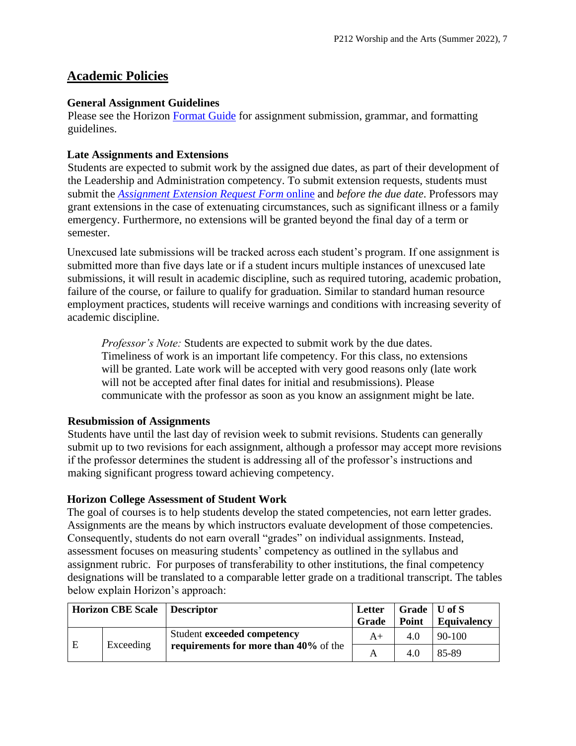## Academic Policies

### General Assignment Guidelines

Please see the Horizon Format Guide for assignment submission, grammar, and formatting guidelines.

### Late Assignments and Extensions

Students are expected to submit work by the assigned due dates, as part of their development of the Leadership and Administration competency. To submit extension requests, students must submit the *Assignment Extension Request Form* online and *before the due date*. Professors may grant extensions in the case of extenuating circumstances, such as significant illness or a family emergency. Furthermore, no extensions will be granted beyond the final day of a term or semester.

Unexcused late submissions will be tracked across each student's program. If one assignment is submitted more than five days late or if a student incurs multiple instances of unexcused late submissions, it will result in academic discipline, such as required tutoring, academic probation, failure of the course, or failure to qualify for graduation. Similar to standard human resource employment practices, students will receive warnings and conditions with increasing severity of academic discipline.

> *Professor's Note:* Students are expected to submit work by the due dates. Timeliness of work is an important life competency. For this class, no extensions will be granted. Late work will be accepted with very good reasons only (late work will not be accepted after final dates for initial and resubmissions). Please communicate with the professor as soon as you know an assignment might be late.

### Resubmission of Assignments

Students have until the last day of revision week to submit revisions. Students can generally submit up to two revisions for each assignment, although a professor may accept more revisions if the professor determines the student is addressing all of the professor's instructions and making significant progress toward achieving competency.

### Horizon College Assessment of Student Work

The goal of courses is to help students develop the stated competencies, not earn letter grades. Assignments are the means by which instructors evaluate development of those competencies. Consequently, students do not earn overall "grades" on individual assignments. Instead, assessment focuses on measuring students' competency as outlined in the syllabus and assignment rubric. For purposes of transferability to other institutions, the final competency designations will be translated to a comparable letter grade on a traditional transcript. The tables below explain Horizon's approach:

| Horizon CBE Scale | | Descriptor | Letter Grade | Grade Point | U of S Equivalency |
|---|---|---|---|---|---|
| E | Exceeding | Student **exceeded competency requirements for more than 40%** of the | A+ | 4.0 | 90-100 |
| | | | A | 4.0 | 85-89 |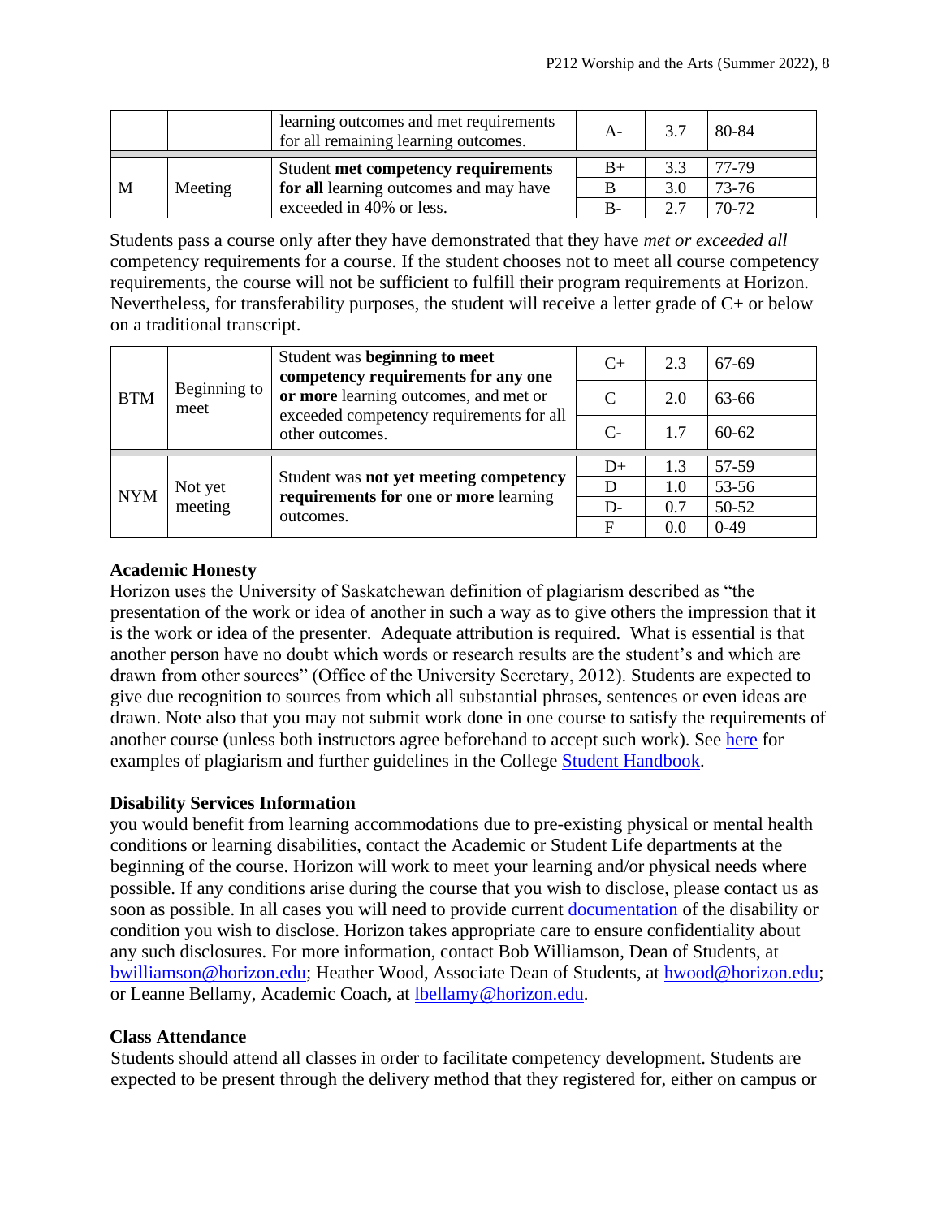| | | learning outcomes and met requirements for all remaining learning outcomes. | A- | 3.7 | 80-84 |
|---|---|---|---|---|---|
| M | Meeting | Student **met competency requirements for all** learning outcomes and may have exceeded in 40% or less. | B+ | 3.3 | 77-79 |
| | | | B | 3.0 | 73-76 |
| | | | B- | 2.7 | 70-72 |

Students pass a course only after they have demonstrated that they have *met or exceeded all* competency requirements for a course. If the student chooses not to meet all course competency requirements, the course will not be sufficient to fulfill their program requirements at Horizon. Nevertheless, for transferability purposes, the student will receive a letter grade of C+ or below on a traditional transcript.

| | | | | | |
|---|---|---|---|---|---|
| BTM | Beginning to meet | Student was **beginning to meet competency requirements for any one or more** learning outcomes, and met or exceeded competency requirements for all other outcomes. | C+ | 2.3 | 67-69 |
| | | | C | 2.0 | 63-66 |
| | | | C- | 1.7 | 60-62 |
| NYM | Not yet meeting | Student was **not yet meeting competency requirements for one or more** learning outcomes. | D+ | 1.3 | 57-59 |
| | | | D | 1.0 | 53-56 |
| | | | D- | 0.7 | 50-52 |
| | | | F | 0.0 | 0-49 |

**Academic Honesty**

Horizon uses the University of Saskatchewan definition of plagiarism described as "the presentation of the work or idea of another in such a way as to give others the impression that it is the work or idea of the presenter. Adequate attribution is required. What is essential is that another person have no doubt which words or research results are the student's and which are drawn from other sources" (Office of the University Secretary, 2012). Students are expected to give due recognition to sources from which all substantial phrases, sentences or even ideas are drawn. Note also that you may not submit work done in one course to satisfy the requirements of another course (unless both instructors agree beforehand to accept such work). See here for examples of plagiarism and further guidelines in the College Student Handbook.

**Disability Services Information**

you would benefit from learning accommodations due to pre-existing physical or mental health conditions or learning disabilities, contact the Academic or Student Life departments at the beginning of the course. Horizon will work to meet your learning and/or physical needs where possible. If any conditions arise during the course that you wish to disclose, please contact us as soon as possible. In all cases you will need to provide current documentation of the disability or condition you wish to disclose. Horizon takes appropriate care to ensure confidentiality about any such disclosures. For more information, contact Bob Williamson, Dean of Students, at bwilliamson@horizon.edu; Heather Wood, Associate Dean of Students, at hwood@horizon.edu; or Leanne Bellamy, Academic Coach, at lbellamy@horizon.edu.

**Class Attendance**

Students should attend all classes in order to facilitate competency development. Students are expected to be present through the delivery method that they registered for, either on campus or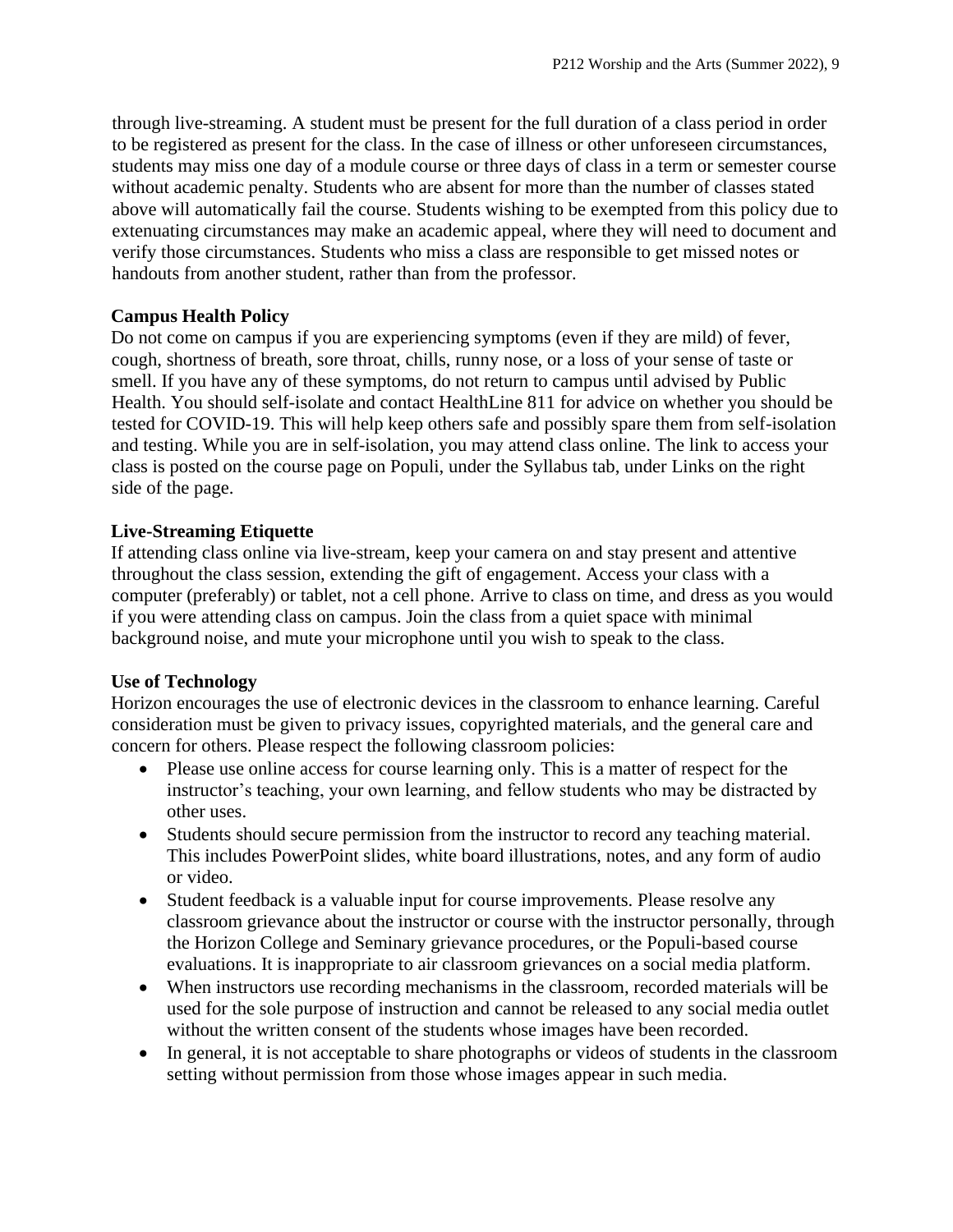through live-streaming. A student must be present for the full duration of a class period in order to be registered as present for the class. In the case of illness or other unforeseen circumstances, students may miss one day of a module course or three days of class in a term or semester course without academic penalty. Students who are absent for more than the number of classes stated above will automatically fail the course. Students wishing to be exempted from this policy due to extenuating circumstances may make an academic appeal, where they will need to document and verify those circumstances. Students who miss a class are responsible to get missed notes or handouts from another student, rather than from the professor.

**Campus Health Policy**

Do not come on campus if you are experiencing symptoms (even if they are mild) of fever, cough, shortness of breath, sore throat, chills, runny nose, or a loss of your sense of taste or smell. If you have any of these symptoms, do not return to campus until advised by Public Health. You should self-isolate and contact HealthLine 811 for advice on whether you should be tested for COVID-19. This will help keep others safe and possibly spare them from self-isolation and testing. While you are in self-isolation, you may attend class online. The link to access your class is posted on the course page on Populi, under the Syllabus tab, under Links on the right side of the page.

**Live-Streaming Etiquette**

If attending class online via live-stream, keep your camera on and stay present and attentive throughout the class session, extending the gift of engagement. Access your class with a computer (preferably) or tablet, not a cell phone. Arrive to class on time, and dress as you would if you were attending class on campus. Join the class from a quiet space with minimal background noise, and mute your microphone until you wish to speak to the class.

**Use of Technology**

Horizon encourages the use of electronic devices in the classroom to enhance learning. Careful consideration must be given to privacy issues, copyrighted materials, and the general care and concern for others. Please respect the following classroom policies:

- Please use online access for course learning only. This is a matter of respect for the instructor's teaching, your own learning, and fellow students who may be distracted by other uses.
- Students should secure permission from the instructor to record any teaching material. This includes PowerPoint slides, white board illustrations, notes, and any form of audio or video.
- Student feedback is a valuable input for course improvements. Please resolve any classroom grievance about the instructor or course with the instructor personally, through the Horizon College and Seminary grievance procedures, or the Populi-based course evaluations. It is inappropriate to air classroom grievances on a social media platform.
- When instructors use recording mechanisms in the classroom, recorded materials will be used for the sole purpose of instruction and cannot be released to any social media outlet without the written consent of the students whose images have been recorded.
- In general, it is not acceptable to share photographs or videos of students in the classroom setting without permission from those whose images appear in such media.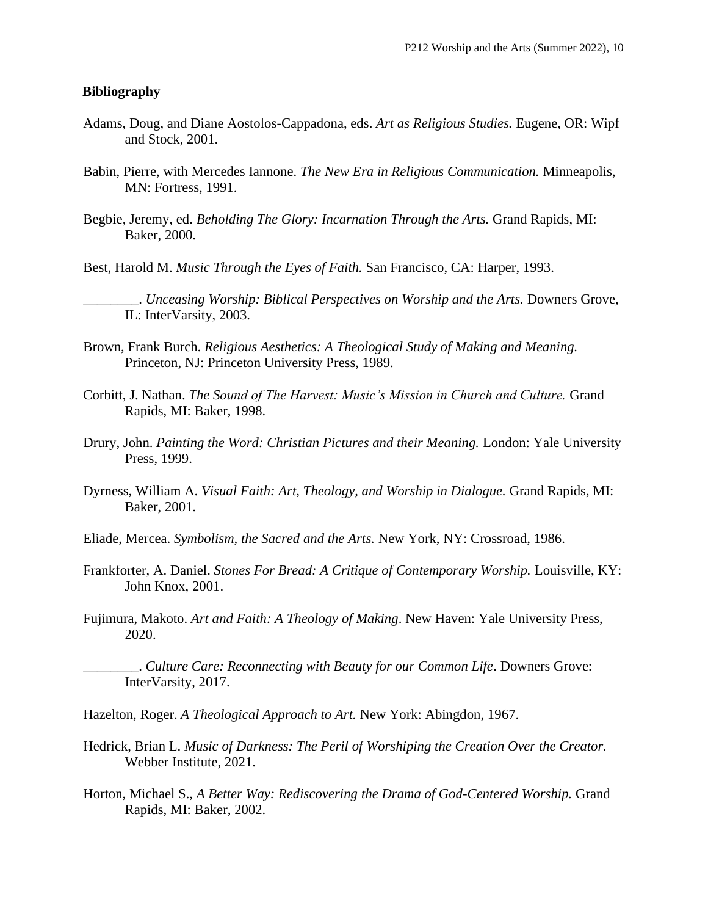**Bibliography**

Adams, Doug, and Diane Aostolos-Cappadona, eds. *Art as Religious Studies.* Eugene, OR: Wipf and Stock, 2001.

Babin, Pierre, with Mercedes Iannone. *The New Era in Religious Communication.* Minneapolis, MN: Fortress, 1991.

Begbie, Jeremy, ed. *Beholding The Glory: Incarnation Through the Arts.* Grand Rapids, MI: Baker, 2000.

Best, Harold M. *Music Through the Eyes of Faith.* San Francisco, CA: Harper, 1993.

________. *Unceasing Worship: Biblical Perspectives on Worship and the Arts.* Downers Grove, IL: InterVarsity, 2003.

Brown, Frank Burch. *Religious Aesthetics: A Theological Study of Making and Meaning.* Princeton, NJ: Princeton University Press, 1989.

Corbitt, J. Nathan. *The Sound of The Harvest: Music's Mission in Church and Culture.* Grand Rapids, MI: Baker, 1998.

Drury, John. *Painting the Word: Christian Pictures and their Meaning.* London: Yale University Press, 1999.

Dyrness, William A. *Visual Faith: Art, Theology, and Worship in Dialogue.* Grand Rapids, MI: Baker, 2001.

Eliade, Mercea. *Symbolism, the Sacred and the Arts.* New York, NY: Crossroad, 1986.

Frankforter, A. Daniel. *Stones For Bread: A Critique of Contemporary Worship.* Louisville, KY: John Knox, 2001.

Fujimura, Makoto. *Art and Faith: A Theology of Making*. New Haven: Yale University Press, 2020.

________. *Culture Care: Reconnecting with Beauty for our Common Life*. Downers Grove: InterVarsity, 2017.

Hazelton, Roger. *A Theological Approach to Art.* New York: Abingdon, 1967.

Hedrick, Brian L. *Music of Darkness: The Peril of Worshiping the Creation Over the Creator.* Webber Institute, 2021.

Horton, Michael S., *A Better Way: Rediscovering the Drama of God-Centered Worship.* Grand Rapids, MI: Baker, 2002.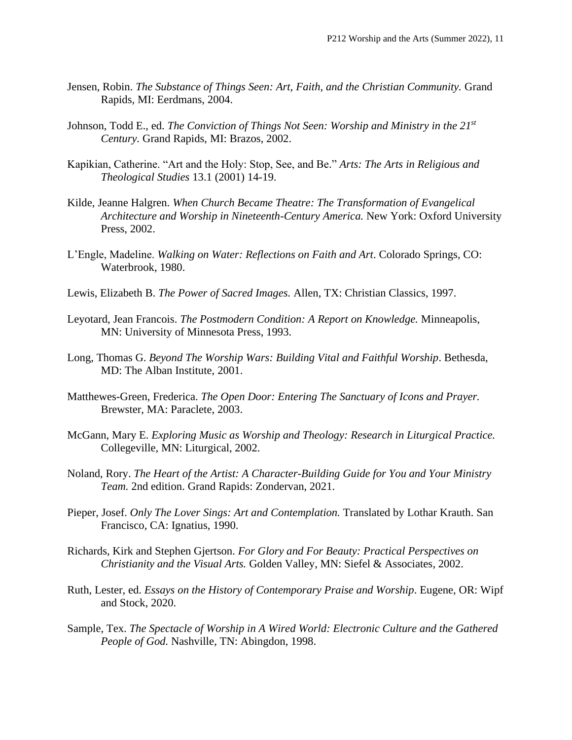Jensen, Robin. *The Substance of Things Seen: Art, Faith, and the Christian Community.* Grand Rapids, MI: Eerdmans, 2004.

Johnson, Todd E., ed. *The Conviction of Things Not Seen: Worship and Ministry in the 21st Century.* Grand Rapids, MI: Brazos, 2002.

Kapikian, Catherine. "Art and the Holy: Stop, See, and Be." *Arts: The Arts in Religious and Theological Studies* 13.1 (2001) 14-19.

Kilde, Jeanne Halgren. *When Church Became Theatre: The Transformation of Evangelical Architecture and Worship in Nineteenth-Century America.* New York: Oxford University Press, 2002.

L'Engle, Madeline. *Walking on Water: Reflections on Faith and Art*. Colorado Springs, CO: Waterbrook, 1980.

Lewis, Elizabeth B. *The Power of Sacred Images.* Allen, TX: Christian Classics, 1997.

Leyotard, Jean Francois. *The Postmodern Condition: A Report on Knowledge.* Minneapolis, MN: University of Minnesota Press, 1993.

Long, Thomas G. *Beyond The Worship Wars: Building Vital and Faithful Worship*. Bethesda, MD: The Alban Institute, 2001.

Matthewes-Green, Frederica. *The Open Door: Entering The Sanctuary of Icons and Prayer.* Brewster, MA: Paraclete, 2003.

McGann, Mary E. *Exploring Music as Worship and Theology: Research in Liturgical Practice.* Collegeville, MN: Liturgical, 2002.

Noland, Rory. *The Heart of the Artist: A Character-Building Guide for You and Your Ministry Team.* 2nd edition. Grand Rapids: Zondervan, 2021.

Pieper, Josef. *Only The Lover Sings: Art and Contemplation.* Translated by Lothar Krauth. San Francisco, CA: Ignatius, 1990.

Richards, Kirk and Stephen Gjertson. *For Glory and For Beauty: Practical Perspectives on Christianity and the Visual Arts.* Golden Valley, MN: Siefel & Associates, 2002.

Ruth, Lester, ed. *Essays on the History of Contemporary Praise and Worship*. Eugene, OR: Wipf and Stock, 2020.

Sample, Tex. *The Spectacle of Worship in A Wired World: Electronic Culture and the Gathered People of God.* Nashville, TN: Abingdon, 1998.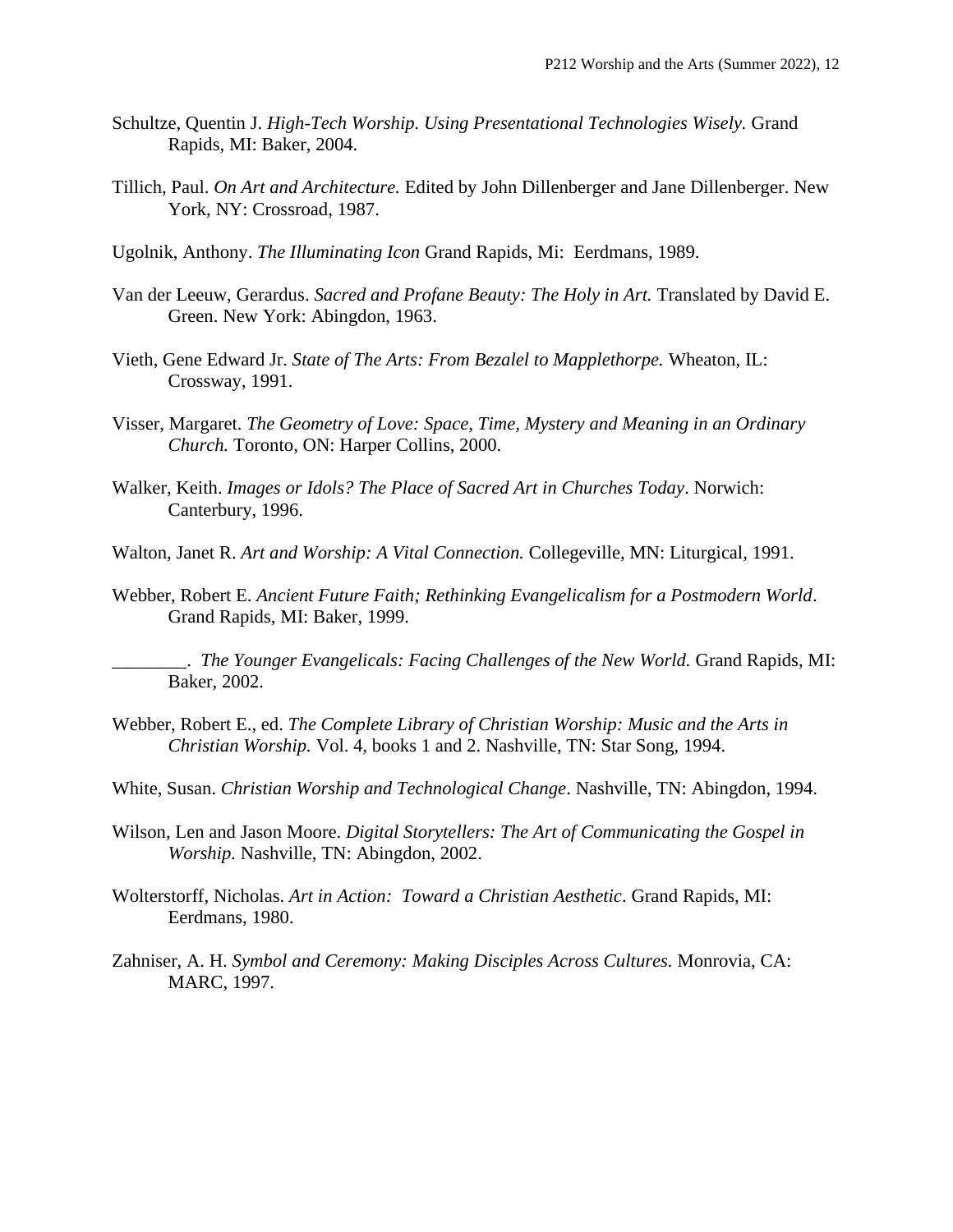Schultze, Quentin J. *High-Tech Worship. Using Presentational Technologies Wisely.* Grand Rapids, MI: Baker, 2004.

Tillich, Paul. *On Art and Architecture.* Edited by John Dillenberger and Jane Dillenberger. New York, NY: Crossroad, 1987.

Ugolnik, Anthony. *The Illuminating Icon* Grand Rapids, Mi: Eerdmans, 1989.

Van der Leeuw, Gerardus. *Sacred and Profane Beauty: The Holy in Art.* Translated by David E. Green. New York: Abingdon, 1963.

Vieth, Gene Edward Jr. *State of The Arts: From Bezalel to Mapplethorpe.* Wheaton, IL: Crossway, 1991.

Visser, Margaret. *The Geometry of Love: Space, Time, Mystery and Meaning in an Ordinary Church.* Toronto, ON: Harper Collins, 2000.

Walker, Keith. *Images or Idols? The Place of Sacred Art in Churches Today*. Norwich: Canterbury, 1996.

Walton, Janet R. *Art and Worship: A Vital Connection.* Collegeville, MN: Liturgical, 1991.

Webber, Robert E. *Ancient Future Faith; Rethinking Evangelicalism for a Postmodern World*. Grand Rapids, MI: Baker, 1999.

________. *The Younger Evangelicals: Facing Challenges of the New World.* Grand Rapids, MI: Baker, 2002.

Webber, Robert E., ed. *The Complete Library of Christian Worship: Music and the Arts in Christian Worship.* Vol. 4, books 1 and 2. Nashville, TN: Star Song, 1994.

White, Susan. *Christian Worship and Technological Change*. Nashville, TN: Abingdon, 1994.

Wilson, Len and Jason Moore. *Digital Storytellers: The Art of Communicating the Gospel in Worship.* Nashville, TN: Abingdon, 2002.

Wolterstorff, Nicholas. *Art in Action: Toward a Christian Aesthetic*. Grand Rapids, MI: Eerdmans, 1980.

Zahniser, A. H. *Symbol and Ceremony: Making Disciples Across Cultures.* Monrovia, CA: MARC, 1997.